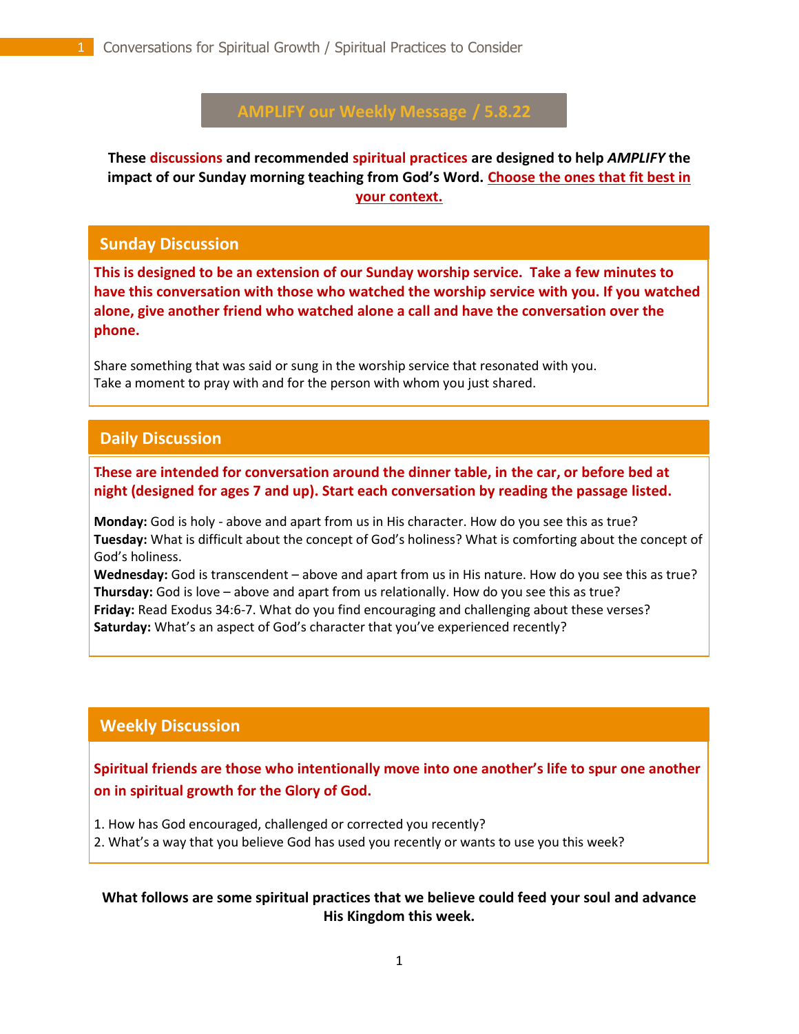# AMPLIFY our Weekly Message / 5.8.22

**These discussions and recommended spiritual practices are designed to help *AMPLIFY* the impact of our Sunday morning teaching from God's Word. Choose the ones that fit best in your context.**

## Sunday Discussion

**This is designed to be an extension of our Sunday worship service. Take a few minutes to have this conversation with those who watched the worship service with you. If you watched alone, give another friend who watched alone a call and have the conversation over the phone.**

Share something that was said or sung in the worship service that resonated with you.
Take a moment to pray with and for the person with whom you just shared.

## Daily Discussion

**These are intended for conversation around the dinner table, in the car, or before bed at night (designed for ages 7 and up). Start each conversation by reading the passage listed.**

**Monday:** God is holy - above and apart from us in His character. How do you see this as true?
**Tuesday:** What is difficult about the concept of God's holiness? What is comforting about the concept of God's holiness.
**Wednesday:** God is transcendent – above and apart from us in His nature. How do you see this as true?
**Thursday:** God is love – above and apart from us relationally. How do you see this as true?
**Friday:** Read Exodus 34:6-7. What do you find encouraging and challenging about these verses?
**Saturday:** What's an aspect of God's character that you've experienced recently?

## Weekly Discussion

**Spiritual friends are those who intentionally move into one another's life to spur one another on in spiritual growth for the Glory of God.**

1. How has God encouraged, challenged or corrected you recently?
2. What's a way that you believe God has used you recently or wants to use you this week?

**What follows are some spiritual practices that we believe could feed your soul and advance His Kingdom this week.**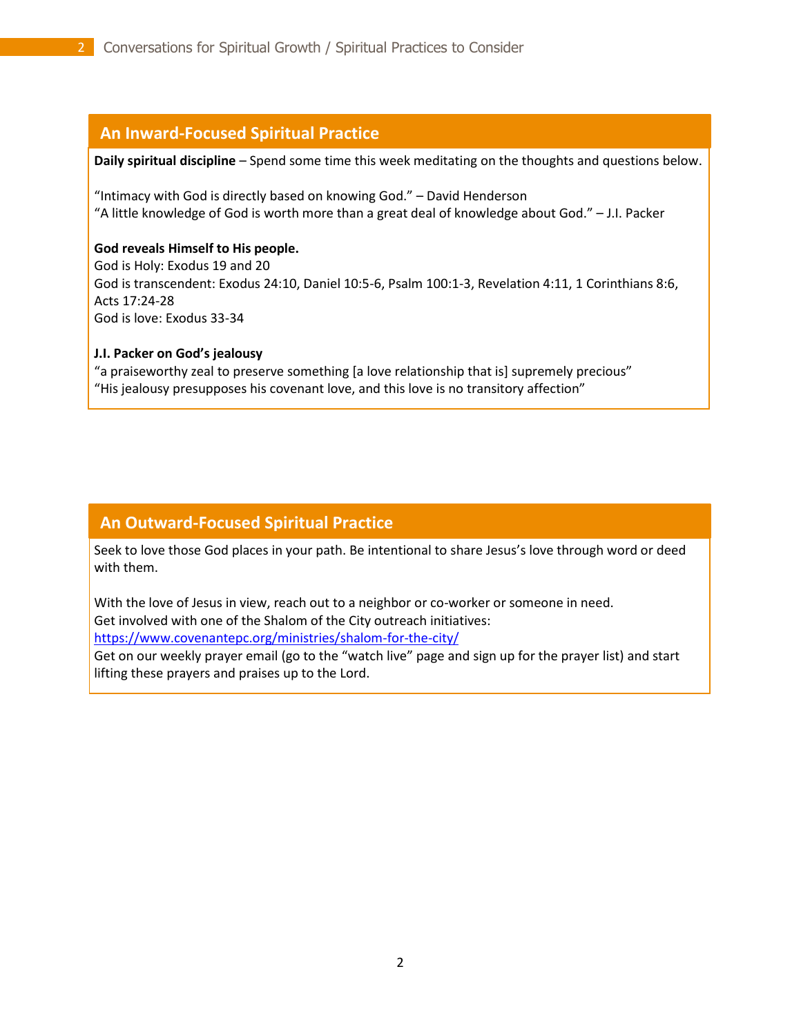## An Inward-Focused Spiritual Practice

**Daily spiritual discipline** – Spend some time this week meditating on the thoughts and questions below.

"Intimacy with God is directly based on knowing God." – David Henderson
"A little knowledge of God is worth more than a great deal of knowledge about God." – J.I. Packer

**God reveals Himself to His people.**
God is Holy: Exodus 19 and 20
God is transcendent: Exodus 24:10, Daniel 10:5-6, Psalm 100:1-3, Revelation 4:11, 1 Corinthians 8:6, Acts 17:24-28
God is love: Exodus 33-34

**J.I. Packer on God's jealousy**
"a praiseworthy zeal to preserve something [a love relationship that is] supremely precious"
"His jealousy presupposes his covenant love, and this love is no transitory affection"

## An Outward-Focused Spiritual Practice

Seek to love those God places in your path. Be intentional to share Jesus's love through word or deed with them.

With the love of Jesus in view, reach out to a neighbor or co-worker or someone in need.
Get involved with one of the Shalom of the City outreach initiatives:
https://www.covenantepc.org/ministries/shalom-for-the-city/
Get on our weekly prayer email (go to the "watch live" page and sign up for the prayer list) and start lifting these prayers and praises up to the Lord.